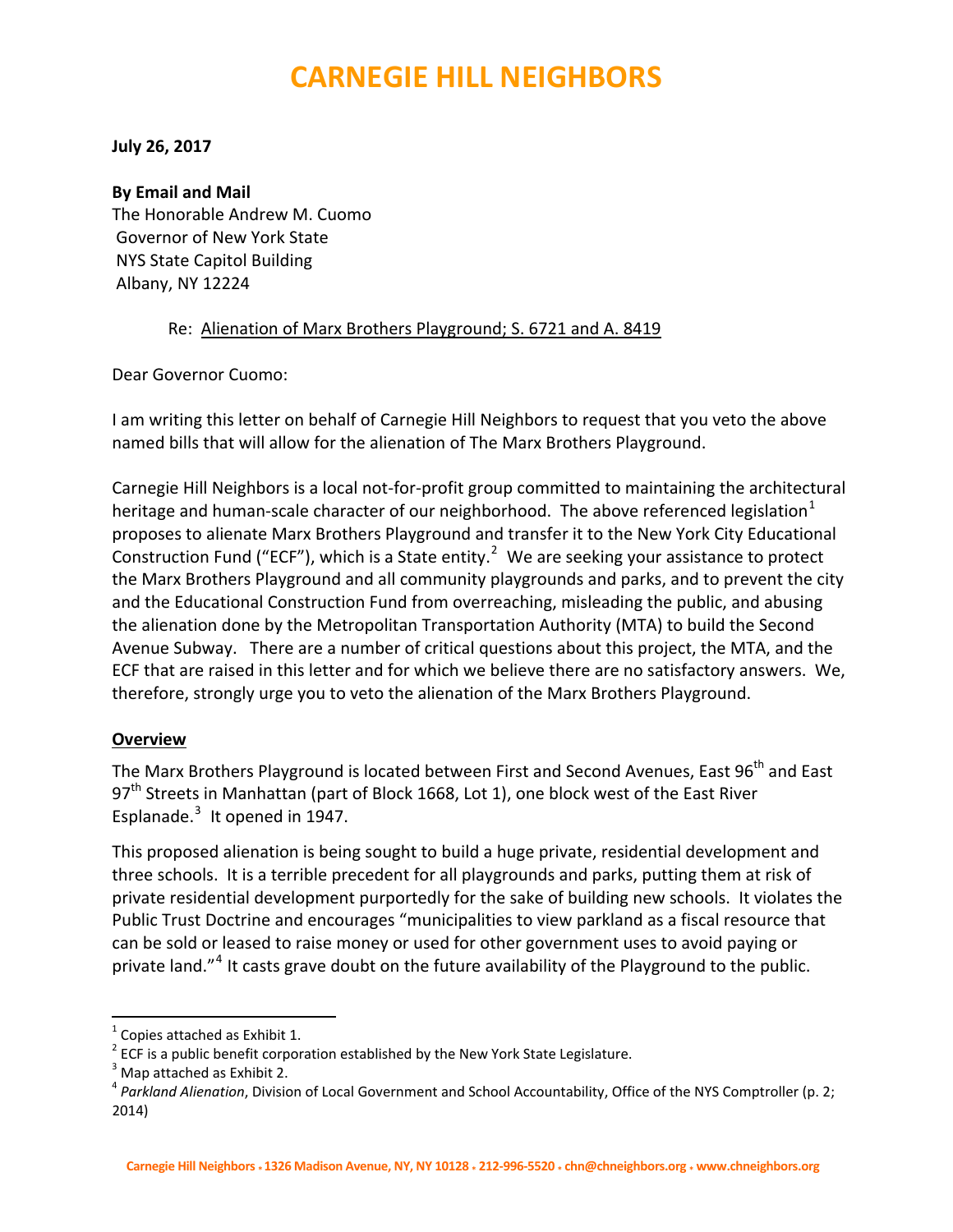# CARNEGIE HILL NEIGHBORS

**July 26, 2017**

**By Email and Mail**
The Honorable Andrew M. Cuomo
Governor of New York State
NYS State Capitol Building
Albany, NY 12224

Re: Alienation of Marx Brothers Playground; S. 6721 and A. 8419

Dear Governor Cuomo:

I am writing this letter on behalf of Carnegie Hill Neighbors to request that you veto the above named bills that will allow for the alienation of The Marx Brothers Playground.

Carnegie Hill Neighbors is a local not-for-profit group committed to maintaining the architectural heritage and human-scale character of our neighborhood. The above referenced legislation[1] proposes to alienate Marx Brothers Playground and transfer it to the New York City Educational Construction Fund ("ECF"), which is a State entity.[2] We are seeking your assistance to protect the Marx Brothers Playground and all community playgrounds and parks, and to prevent the city and the Educational Construction Fund from overreaching, misleading the public, and abusing the alienation done by the Metropolitan Transportation Authority (MTA) to build the Second Avenue Subway. There are a number of critical questions about this project, the MTA, and the ECF that are raised in this letter and for which we believe there are no satisfactory answers. We, therefore, strongly urge you to veto the alienation of the Marx Brothers Playground.

## Overview

The Marx Brothers Playground is located between First and Second Avenues, East 96th and East 97th Streets in Manhattan (part of Block 1668, Lot 1), one block west of the East River Esplanade.[3] It opened in 1947.

This proposed alienation is being sought to build a huge private, residential development and three schools. It is a terrible precedent for all playgrounds and parks, putting them at risk of private residential development purportedly for the sake of building new schools. It violates the Public Trust Doctrine and encourages "municipalities to view parkland as a fiscal resource that can be sold or leased to raise money or used for other government uses to avoid paying or private land."[4] It casts grave doubt on the future availability of the Playground to the public.

---

[1] Copies attached as Exhibit 1.

[2] ECF is a public benefit corporation established by the New York State Legislature.

[3] Map attached as Exhibit 2.

[4] *Parkland Alienation*, Division of Local Government and School Accountability, Office of the NYS Comptroller (p. 2; 2014)

Carnegie Hill Neighbors • 1326 Madison Avenue, NY, NY 10128 • 212-996-5520 • chn@chneighbors.org • www.chneighbors.org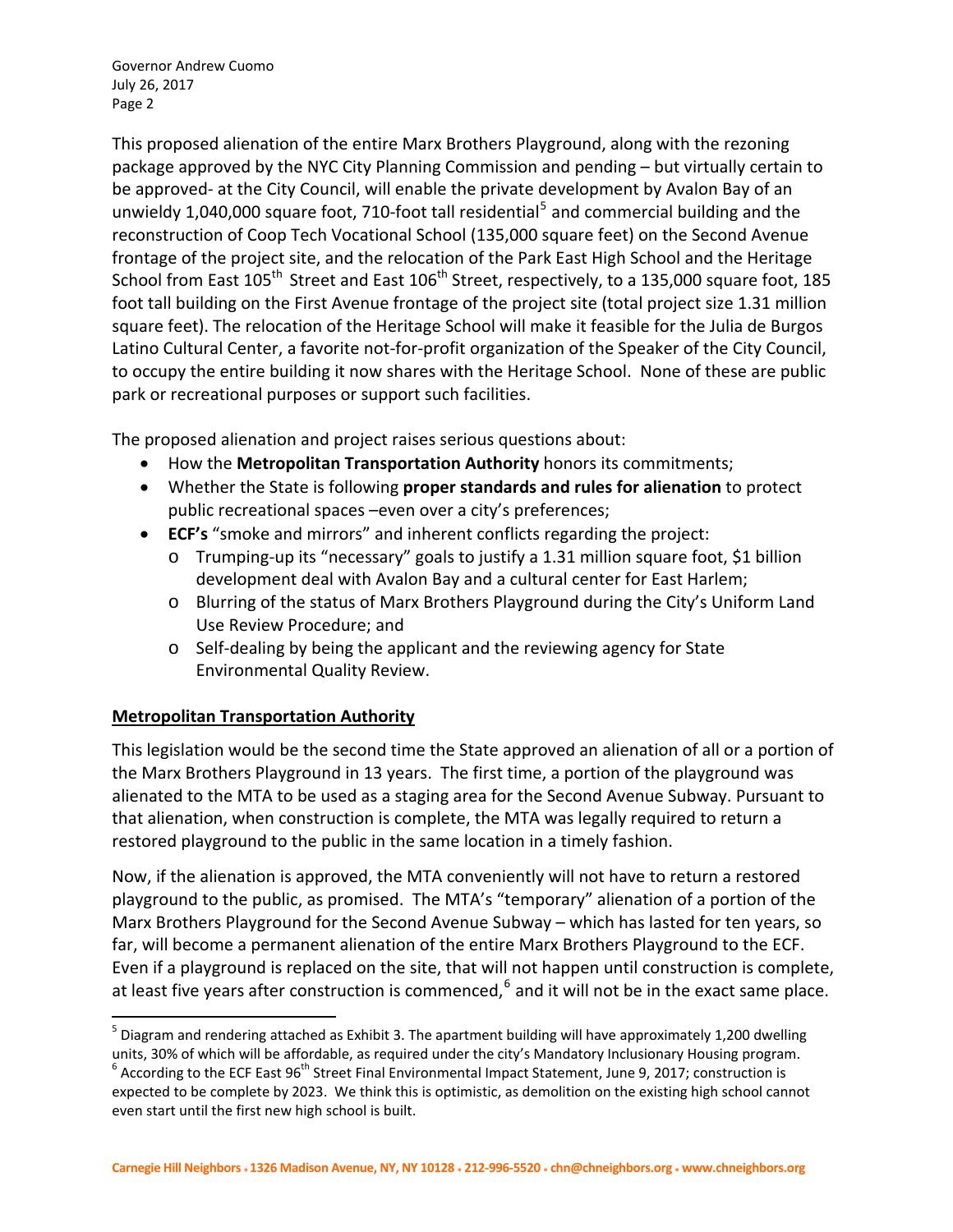This proposed alienation of the entire Marx Brothers Playground, along with the rezoning package approved by the NYC City Planning Commission and pending – but virtually certain to be approved- at the City Council, will enable the private development by Avalon Bay of an unwieldy 1,040,000 square foot, 710-foot tall residential[5] and commercial building and the reconstruction of Coop Tech Vocational School (135,000 square feet) on the Second Avenue frontage of the project site, and the relocation of the Park East High School and the Heritage School from East 105th Street and East 106th Street, respectively, to a 135,000 square foot, 185 foot tall building on the First Avenue frontage of the project site (total project size 1.31 million square feet). The relocation of the Heritage School will make it feasible for the Julia de Burgos Latino Cultural Center, a favorite not-for-profit organization of the Speaker of the City Council, to occupy the entire building it now shares with the Heritage School. None of these are public park or recreational purposes or support such facilities.

The proposed alienation and project raises serious questions about:

- How the **Metropolitan Transportation Authority** honors its commitments;
- Whether the State is following **proper standards and rules for alienation** to protect public recreational spaces –even over a city's preferences;
- **ECF's** "smoke and mirrors" and inherent conflicts regarding the project:
  - Trumping-up its "necessary" goals to justify a 1.31 million square foot, $1 billion development deal with Avalon Bay and a cultural center for East Harlem;
  - Blurring of the status of Marx Brothers Playground during the City's Uniform Land Use Review Procedure; and
  - Self-dealing by being the applicant and the reviewing agency for State Environmental Quality Review.

## Metropolitan Transportation Authority

This legislation would be the second time the State approved an alienation of all or a portion of the Marx Brothers Playground in 13 years. The first time, a portion of the playground was alienated to the MTA to be used as a staging area for the Second Avenue Subway. Pursuant to that alienation, when construction is complete, the MTA was legally required to return a restored playground to the public in the same location in a timely fashion.

Now, if the alienation is approved, the MTA conveniently will not have to return a restored playground to the public, as promised. The MTA's "temporary" alienation of a portion of the Marx Brothers Playground for the Second Avenue Subway – which has lasted for ten years, so far, will become a permanent alienation of the entire Marx Brothers Playground to the ECF. Even if a playground is replaced on the site, that will not happen until construction is complete, at least five years after construction is commenced,[6] and it will not be in the exact same place.

---

[5] Diagram and rendering attached as Exhibit 3. The apartment building will have approximately 1,200 dwelling units, 30% of which will be affordable, as required under the city's Mandatory Inclusionary Housing program.

[6] According to the ECF East 96th Street Final Environmental Impact Statement, June 9, 2017; construction is expected to be complete by 2023. We think this is optimistic, as demolition on the existing high school cannot even start until the first new high school is built.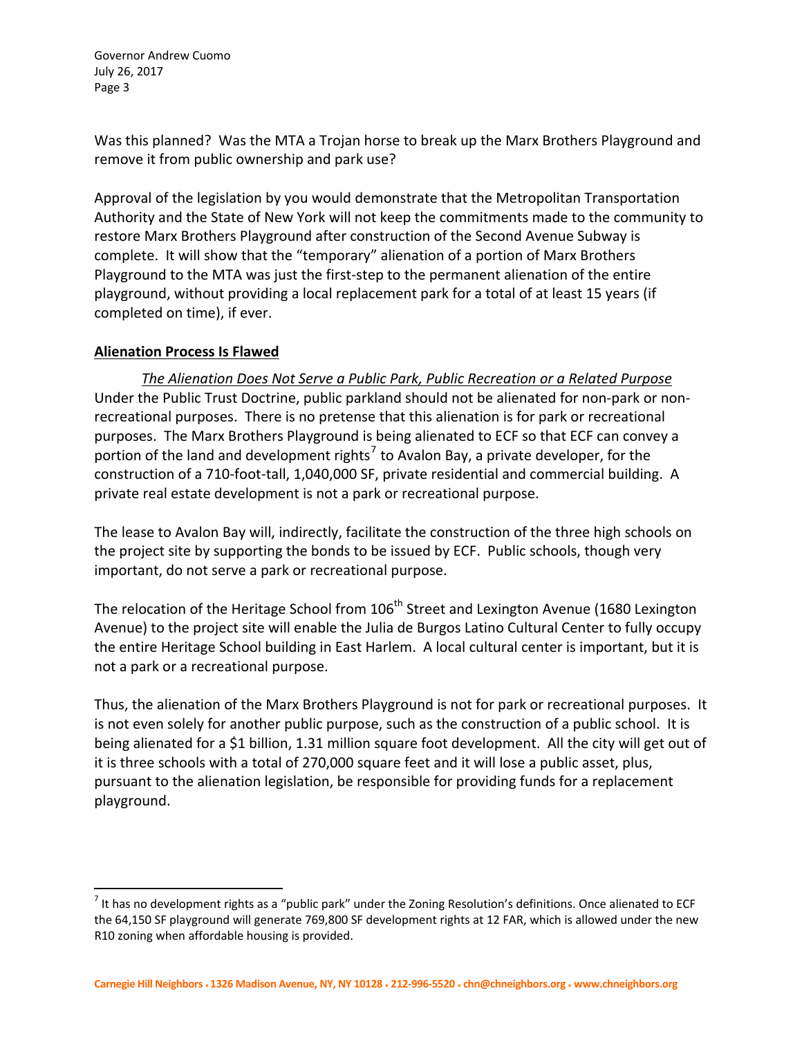Was this planned? Was the MTA a Trojan horse to break up the Marx Brothers Playground and remove it from public ownership and park use?

Approval of the legislation by you would demonstrate that the Metropolitan Transportation Authority and the State of New York will not keep the commitments made to the community to restore Marx Brothers Playground after construction of the Second Avenue Subway is complete. It will show that the "temporary" alienation of a portion of Marx Brothers Playground to the MTA was just the first-step to the permanent alienation of the entire playground, without providing a local replacement park for a total of at least 15 years (if completed on time), if ever.

**Alienation Process Is Flawed**

*The Alienation Does Not Serve a Public Park, Public Recreation or a Related Purpose*

Under the Public Trust Doctrine, public parkland should not be alienated for non-park or non-recreational purposes. There is no pretense that this alienation is for park or recreational purposes. The Marx Brothers Playground is being alienated to ECF so that ECF can convey a portion of the land and development rights[7] to Avalon Bay, a private developer, for the construction of a 710-foot-tall, 1,040,000 SF, private residential and commercial building. A private real estate development is not a park or recreational purpose.

The lease to Avalon Bay will, indirectly, facilitate the construction of the three high schools on the project site by supporting the bonds to be issued by ECF. Public schools, though very important, do not serve a park or recreational purpose.

The relocation of the Heritage School from 106th Street and Lexington Avenue (1680 Lexington Avenue) to the project site will enable the Julia de Burgos Latino Cultural Center to fully occupy the entire Heritage School building in East Harlem. A local cultural center is important, but it is not a park or a recreational purpose.

Thus, the alienation of the Marx Brothers Playground is not for park or recreational purposes. It is not even solely for another public purpose, such as the construction of a public school. It is being alienated for a $1 billion, 1.31 million square foot development. All the city will get out of it is three schools with a total of 270,000 square feet and it will lose a public asset, plus, pursuant to the alienation legislation, be responsible for providing funds for a replacement playground.

[7] It has no development rights as a "public park" under the Zoning Resolution's definitions. Once alienated to ECF the 64,150 SF playground will generate 769,800 SF development rights at 12 FAR, which is allowed under the new R10 zoning when affordable housing is provided.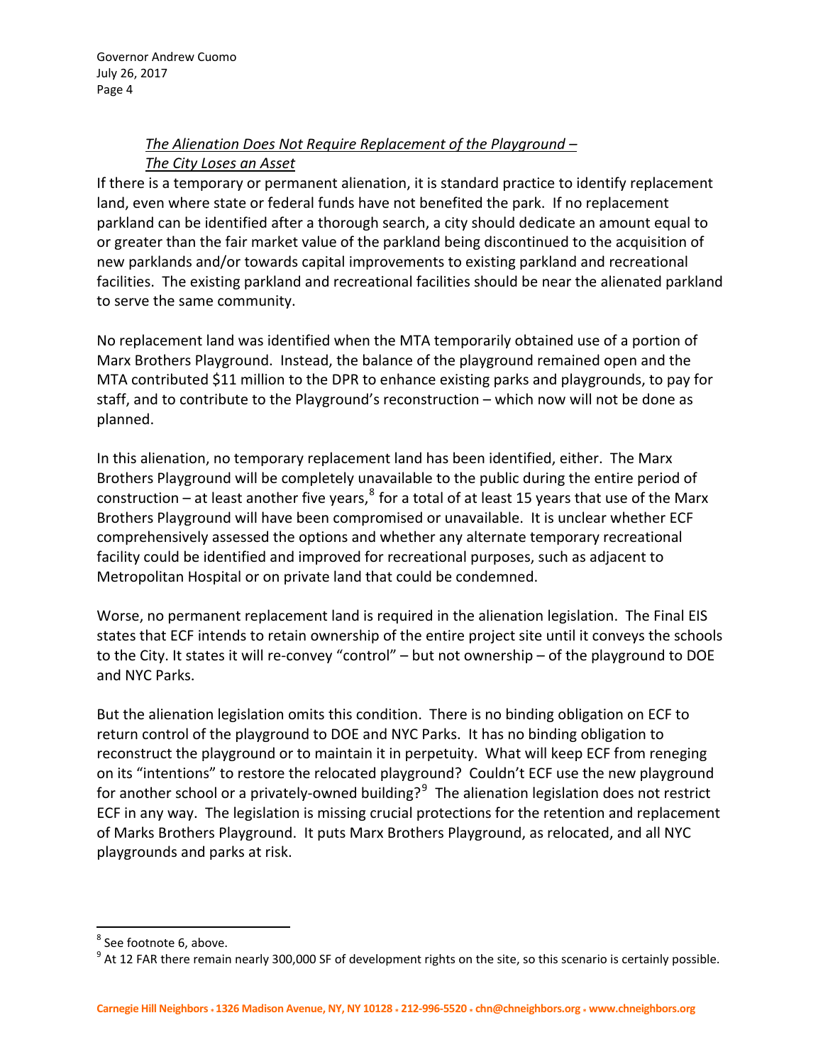*The Alienation Does Not Require Replacement of the Playground – The City Loses an Asset*

If there is a temporary or permanent alienation, it is standard practice to identify replacement land, even where state or federal funds have not benefited the park. If no replacement parkland can be identified after a thorough search, a city should dedicate an amount equal to or greater than the fair market value of the parkland being discontinued to the acquisition of new parklands and/or towards capital improvements to existing parkland and recreational facilities. The existing parkland and recreational facilities should be near the alienated parkland to serve the same community.

No replacement land was identified when the MTA temporarily obtained use of a portion of Marx Brothers Playground. Instead, the balance of the playground remained open and the MTA contributed $11 million to the DPR to enhance existing parks and playgrounds, to pay for staff, and to contribute to the Playground's reconstruction – which now will not be done as planned.

In this alienation, no temporary replacement land has been identified, either. The Marx Brothers Playground will be completely unavailable to the public during the entire period of construction – at least another five years,[8] for a total of at least 15 years that use of the Marx Brothers Playground will have been compromised or unavailable. It is unclear whether ECF comprehensively assessed the options and whether any alternate temporary recreational facility could be identified and improved for recreational purposes, such as adjacent to Metropolitan Hospital or on private land that could be condemned.

Worse, no permanent replacement land is required in the alienation legislation. The Final EIS states that ECF intends to retain ownership of the entire project site until it conveys the schools to the City. It states it will re-convey "control" – but not ownership – of the playground to DOE and NYC Parks.

But the alienation legislation omits this condition. There is no binding obligation on ECF to return control of the playground to DOE and NYC Parks. It has no binding obligation to reconstruct the playground or to maintain it in perpetuity. What will keep ECF from reneging on its "intentions" to restore the relocated playground? Couldn't ECF use the new playground for another school or a privately-owned building?[9] The alienation legislation does not restrict ECF in any way. The legislation is missing crucial protections for the retention and replacement of Marks Brothers Playground. It puts Marx Brothers Playground, as relocated, and all NYC playgrounds and parks at risk.

---

[8] See footnote 6, above.

[9] At 12 FAR there remain nearly 300,000 SF of development rights on the site, so this scenario is certainly possible.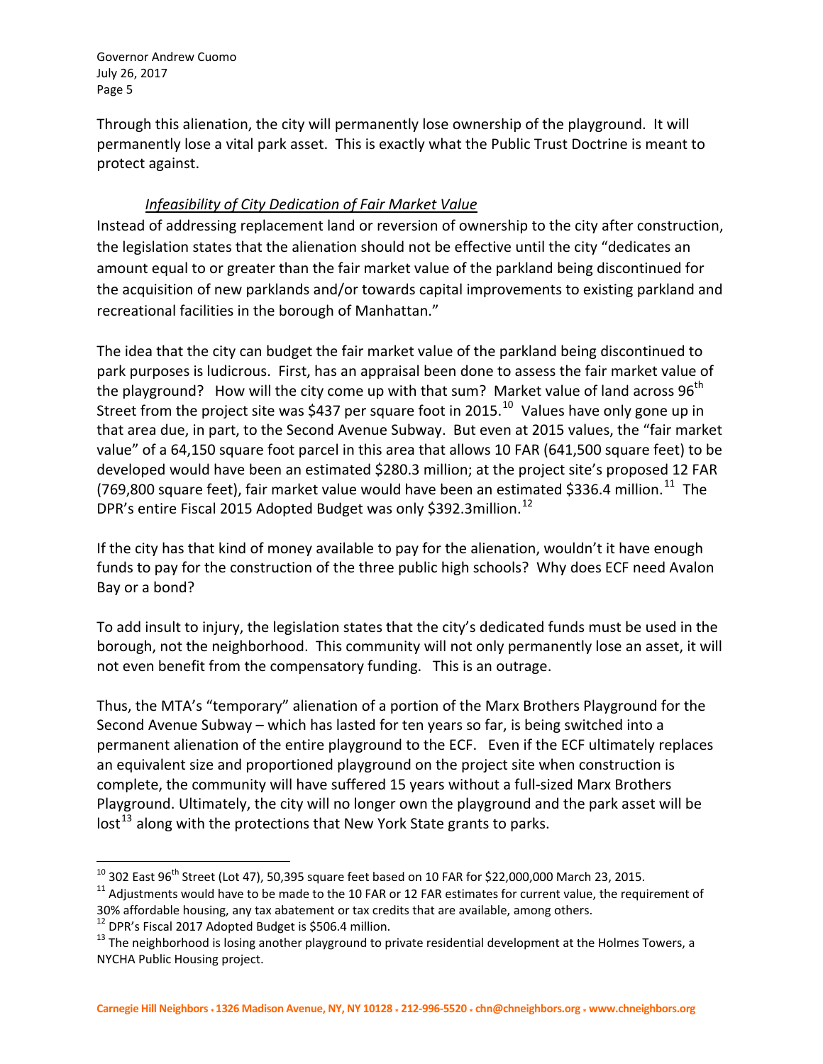Through this alienation, the city will permanently lose ownership of the playground. It will permanently lose a vital park asset. This is exactly what the Public Trust Doctrine is meant to protect against.

*Infeasibility of City Dedication of Fair Market Value*

Instead of addressing replacement land or reversion of ownership to the city after construction, the legislation states that the alienation should not be effective until the city "dedicates an amount equal to or greater than the fair market value of the parkland being discontinued for the acquisition of new parklands and/or towards capital improvements to existing parkland and recreational facilities in the borough of Manhattan."

The idea that the city can budget the fair market value of the parkland being discontinued to park purposes is ludicrous. First, has an appraisal been done to assess the fair market value of the playground? How will the city come up with that sum? Market value of land across 96th Street from the project site was $437 per square foot in 2015.[10] Values have only gone up in that area due, in part, to the Second Avenue Subway. But even at 2015 values, the "fair market value" of a 64,150 square foot parcel in this area that allows 10 FAR (641,500 square feet) to be developed would have been an estimated $280.3 million; at the project site's proposed 12 FAR (769,800 square feet), fair market value would have been an estimated $336.4 million.[11] The DPR's entire Fiscal 2015 Adopted Budget was only $392.3million.[12]

If the city has that kind of money available to pay for the alienation, wouldn't it have enough funds to pay for the construction of the three public high schools? Why does ECF need Avalon Bay or a bond?

To add insult to injury, the legislation states that the city's dedicated funds must be used in the borough, not the neighborhood. This community will not only permanently lose an asset, it will not even benefit from the compensatory funding. This is an outrage.

Thus, the MTA's "temporary" alienation of a portion of the Marx Brothers Playground for the Second Avenue Subway – which has lasted for ten years so far, is being switched into a permanent alienation of the entire playground to the ECF. Even if the ECF ultimately replaces an equivalent size and proportioned playground on the project site when construction is complete, the community will have suffered 15 years without a full-sized Marx Brothers Playground. Ultimately, the city will no longer own the playground and the park asset will be lost[13] along with the protections that New York State grants to parks.

---

[10] 302 East 96th Street (Lot 47), 50,395 square feet based on 10 FAR for $22,000,000 March 23, 2015.

[11] Adjustments would have to be made to the 10 FAR or 12 FAR estimates for current value, the requirement of 30% affordable housing, any tax abatement or tax credits that are available, among others.

[12] DPR's Fiscal 2017 Adopted Budget is $506.4 million.

[13] The neighborhood is losing another playground to private residential development at the Holmes Towers, a NYCHA Public Housing project.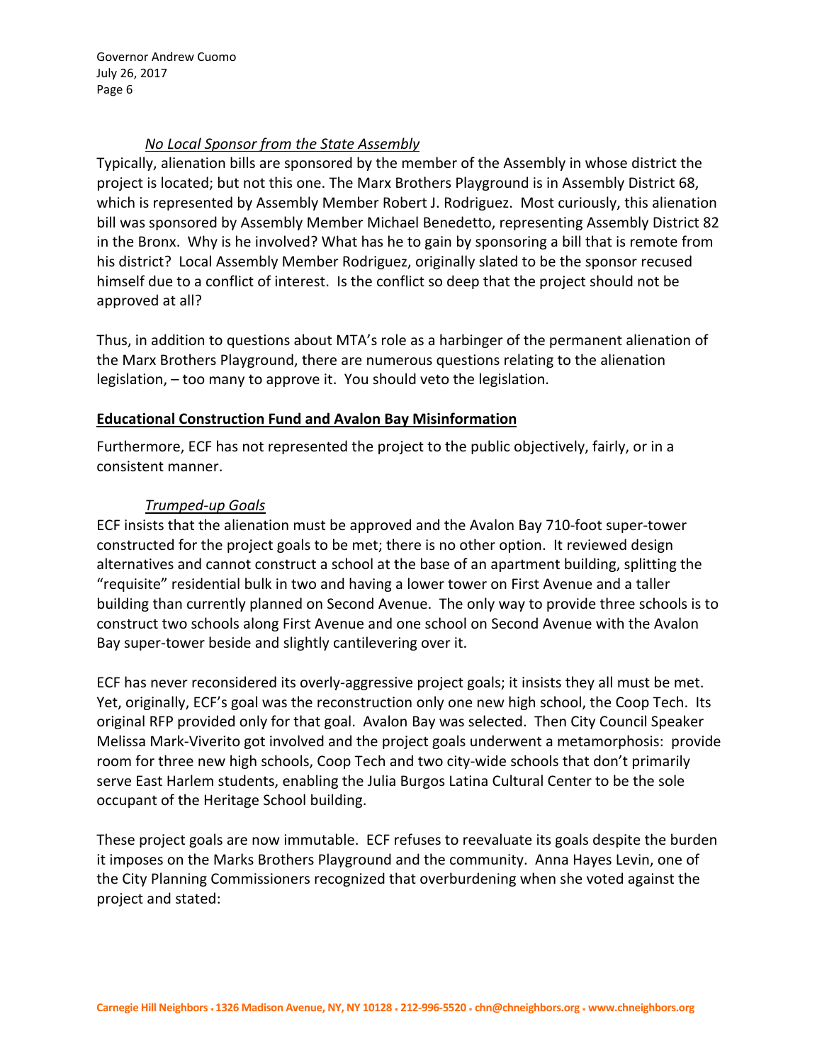*No Local Sponsor from the State Assembly*

Typically, alienation bills are sponsored by the member of the Assembly in whose district the project is located; but not this one. The Marx Brothers Playground is in Assembly District 68, which is represented by Assembly Member Robert J. Rodriguez. Most curiously, this alienation bill was sponsored by Assembly Member Michael Benedetto, representing Assembly District 82 in the Bronx. Why is he involved? What has he to gain by sponsoring a bill that is remote from his district? Local Assembly Member Rodriguez, originally slated to be the sponsor recused himself due to a conflict of interest. Is the conflict so deep that the project should not be approved at all?

Thus, in addition to questions about MTA's role as a harbinger of the permanent alienation of the Marx Brothers Playground, there are numerous questions relating to the alienation legislation, – too many to approve it. You should veto the legislation.

## Educational Construction Fund and Avalon Bay Misinformation

Furthermore, ECF has not represented the project to the public objectively, fairly, or in a consistent manner.

*Trumped-up Goals*

ECF insists that the alienation must be approved and the Avalon Bay 710-foot super-tower constructed for the project goals to be met; there is no other option. It reviewed design alternatives and cannot construct a school at the base of an apartment building, splitting the "requisite" residential bulk in two and having a lower tower on First Avenue and a taller building than currently planned on Second Avenue. The only way to provide three schools is to construct two schools along First Avenue and one school on Second Avenue with the Avalon Bay super-tower beside and slightly cantilevering over it.

ECF has never reconsidered its overly-aggressive project goals; it insists they all must be met. Yet, originally, ECF's goal was the reconstruction only one new high school, the Coop Tech. Its original RFP provided only for that goal. Avalon Bay was selected. Then City Council Speaker Melissa Mark-Viverito got involved and the project goals underwent a metamorphosis: provide room for three new high schools, Coop Tech and two city-wide schools that don't primarily serve East Harlem students, enabling the Julia Burgos Latina Cultural Center to be the sole occupant of the Heritage School building.

These project goals are now immutable. ECF refuses to reevaluate its goals despite the burden it imposes on the Marks Brothers Playground and the community. Anna Hayes Levin, one of the City Planning Commissioners recognized that overburdening when she voted against the project and stated: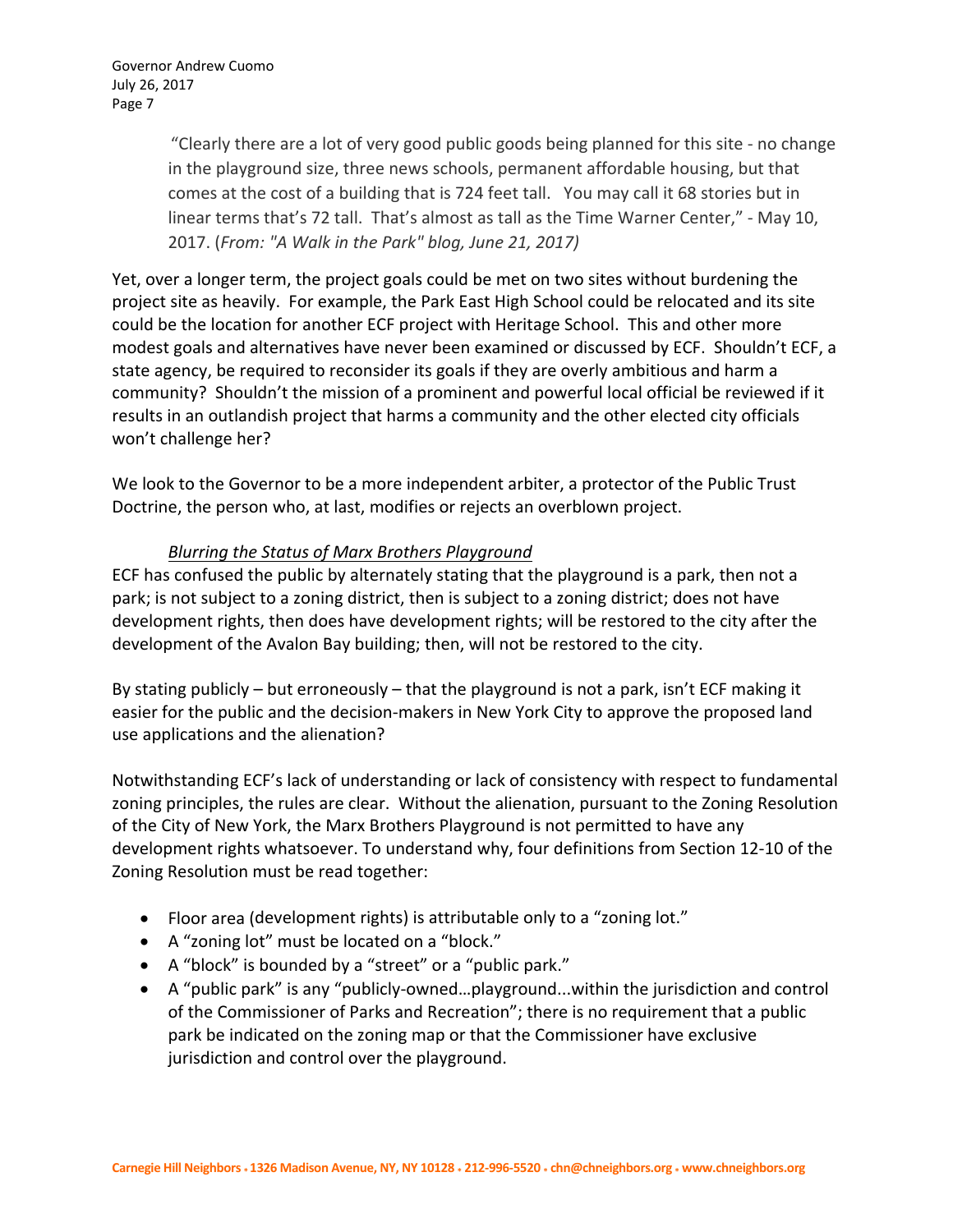> "Clearly there are a lot of very good public goods being planned for this site - no change in the playground size, three news schools, permanent affordable housing, but that comes at the cost of a building that is 724 feet tall. You may call it 68 stories but in linear terms that's 72 tall. That's almost as tall as the Time Warner Center," - May 10, 2017. (*From: "A Walk in the Park" blog, June 21, 2017)*

Yet, over a longer term, the project goals could be met on two sites without burdening the project site as heavily. For example, the Park East High School could be relocated and its site could be the location for another ECF project with Heritage School. This and other more modest goals and alternatives have never been examined or discussed by ECF. Shouldn't ECF, a state agency, be required to reconsider its goals if they are overly ambitious and harm a community? Shouldn't the mission of a prominent and powerful local official be reviewed if it results in an outlandish project that harms a community and the other elected city officials won't challenge her?

We look to the Governor to be a more independent arbiter, a protector of the Public Trust Doctrine, the person who, at last, modifies or rejects an overblown project.

*Blurring the Status of Marx Brothers Playground*

ECF has confused the public by alternately stating that the playground is a park, then not a park; is not subject to a zoning district, then is subject to a zoning district; does not have development rights, then does have development rights; will be restored to the city after the development of the Avalon Bay building; then, will not be restored to the city.

By stating publicly – but erroneously – that the playground is not a park, isn't ECF making it easier for the public and the decision-makers in New York City to approve the proposed land use applications and the alienation?

Notwithstanding ECF's lack of understanding or lack of consistency with respect to fundamental zoning principles, the rules are clear. Without the alienation, pursuant to the Zoning Resolution of the City of New York, the Marx Brothers Playground is not permitted to have any development rights whatsoever. To understand why, four definitions from Section 12-10 of the Zoning Resolution must be read together:

- Floor area (development rights) is attributable only to a "zoning lot."
- A "zoning lot" must be located on a "block."
- A "block" is bounded by a "street" or a "public park."
- A "public park" is any "publicly-owned…playground...within the jurisdiction and control of the Commissioner of Parks and Recreation"; there is no requirement that a public park be indicated on the zoning map or that the Commissioner have exclusive jurisdiction and control over the playground.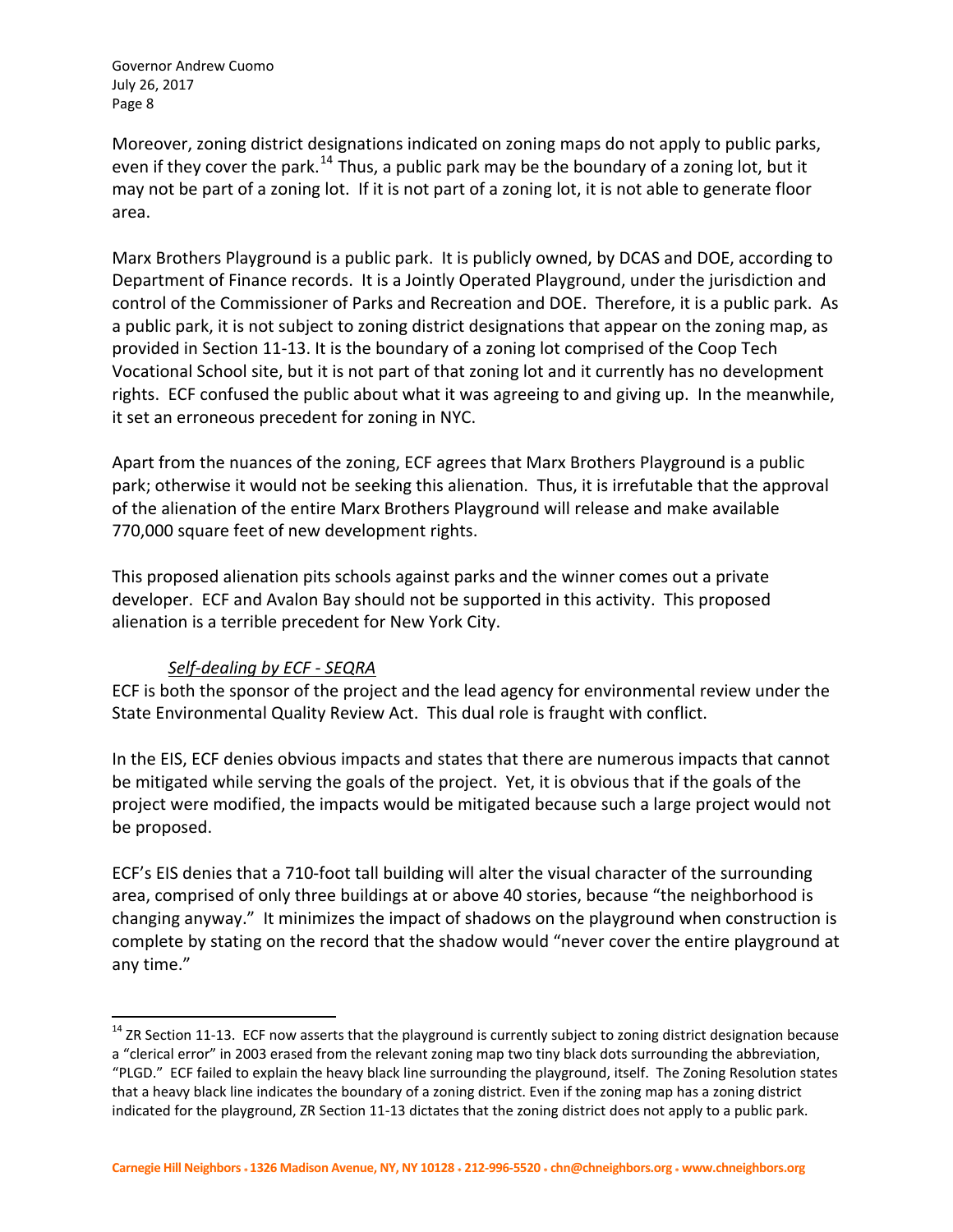Moreover, zoning district designations indicated on zoning maps do not apply to public parks, even if they cover the park.[14] Thus, a public park may be the boundary of a zoning lot, but it may not be part of a zoning lot. If it is not part of a zoning lot, it is not able to generate floor area.

Marx Brothers Playground is a public park. It is publicly owned, by DCAS and DOE, according to Department of Finance records. It is a Jointly Operated Playground, under the jurisdiction and control of the Commissioner of Parks and Recreation and DOE. Therefore, it is a public park. As a public park, it is not subject to zoning district designations that appear on the zoning map, as provided in Section 11-13. It is the boundary of a zoning lot comprised of the Coop Tech Vocational School site, but it is not part of that zoning lot and it currently has no development rights. ECF confused the public about what it was agreeing to and giving up. In the meanwhile, it set an erroneous precedent for zoning in NYC.

Apart from the nuances of the zoning, ECF agrees that Marx Brothers Playground is a public park; otherwise it would not be seeking this alienation. Thus, it is irrefutable that the approval of the alienation of the entire Marx Brothers Playground will release and make available 770,000 square feet of new development rights.

This proposed alienation pits schools against parks and the winner comes out a private developer. ECF and Avalon Bay should not be supported in this activity. This proposed alienation is a terrible precedent for New York City.

*Self-dealing by ECF - SEQRA*

ECF is both the sponsor of the project and the lead agency for environmental review under the State Environmental Quality Review Act. This dual role is fraught with conflict.

In the EIS, ECF denies obvious impacts and states that there are numerous impacts that cannot be mitigated while serving the goals of the project. Yet, it is obvious that if the goals of the project were modified, the impacts would be mitigated because such a large project would not be proposed.

ECF's EIS denies that a 710-foot tall building will alter the visual character of the surrounding area, comprised of only three buildings at or above 40 stories, because "the neighborhood is changing anyway." It minimizes the impact of shadows on the playground when construction is complete by stating on the record that the shadow would "never cover the entire playground at any time."

---

[14] ZR Section 11-13. ECF now asserts that the playground is currently subject to zoning district designation because a "clerical error" in 2003 erased from the relevant zoning map two tiny black dots surrounding the abbreviation, "PLGD." ECF failed to explain the heavy black line surrounding the playground, itself. The Zoning Resolution states that a heavy black line indicates the boundary of a zoning district. Even if the zoning map has a zoning district indicated for the playground, ZR Section 11-13 dictates that the zoning district does not apply to a public park.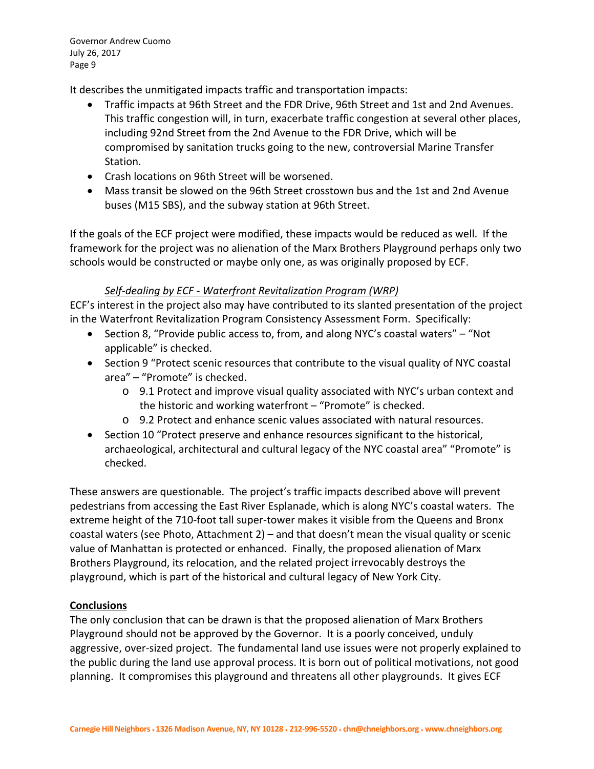It describes the unmitigated impacts traffic and transportation impacts:

- Traffic impacts at 96th Street and the FDR Drive, 96th Street and 1st and 2nd Avenues. This traffic congestion will, in turn, exacerbate traffic congestion at several other places, including 92nd Street from the 2nd Avenue to the FDR Drive, which will be compromised by sanitation trucks going to the new, controversial Marine Transfer Station.
- Crash locations on 96th Street will be worsened.
- Mass transit be slowed on the 96th Street crosstown bus and the 1st and 2nd Avenue buses (M15 SBS), and the subway station at 96th Street.

If the goals of the ECF project were modified, these impacts would be reduced as well. If the framework for the project was no alienation of the Marx Brothers Playground perhaps only two schools would be constructed or maybe only one, as was originally proposed by ECF.

*Self-dealing by ECF - Waterfront Revitalization Program (WRP)*

ECF's interest in the project also may have contributed to its slanted presentation of the project in the Waterfront Revitalization Program Consistency Assessment Form. Specifically:

- Section 8, "Provide public access to, from, and along NYC's coastal waters" – "Not applicable" is checked.
- Section 9 "Protect scenic resources that contribute to the visual quality of NYC coastal area" – "Promote" is checked.
  - 9.1 Protect and improve visual quality associated with NYC's urban context and the historic and working waterfront – "Promote" is checked.
  - 9.2 Protect and enhance scenic values associated with natural resources.
- Section 10 "Protect preserve and enhance resources significant to the historical, archaeological, architectural and cultural legacy of the NYC coastal area" "Promote" is checked.

These answers are questionable. The project's traffic impacts described above will prevent pedestrians from accessing the East River Esplanade, which is along NYC's coastal waters. The extreme height of the 710-foot tall super-tower makes it visible from the Queens and Bronx coastal waters (see Photo, Attachment 2) – and that doesn't mean the visual quality or scenic value of Manhattan is protected or enhanced. Finally, the proposed alienation of Marx Brothers Playground, its relocation, and the related project irrevocably destroys the playground, which is part of the historical and cultural legacy of New York City.

**Conclusions**

The only conclusion that can be drawn is that the proposed alienation of Marx Brothers Playground should not be approved by the Governor. It is a poorly conceived, unduly aggressive, over-sized project. The fundamental land use issues were not properly explained to the public during the land use approval process. It is born out of political motivations, not good planning. It compromises this playground and threatens all other playgrounds. It gives ECF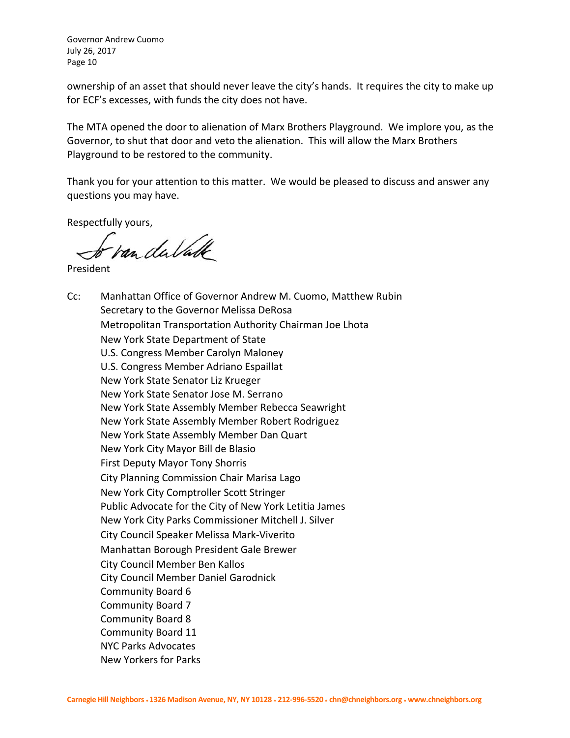ownership of an asset that should never leave the city's hands. It requires the city to make up for ECF's excesses, with funds the city does not have.

The MTA opened the door to alienation of Marx Brothers Playground. We implore you, as the Governor, to shut that door and veto the alienation. This will allow the Marx Brothers Playground to be restored to the community.

Thank you for your attention to this matter. We would be pleased to discuss and answer any questions you may have.

Respectfully yours,

Jo van der Valk

President

Cc: Manhattan Office of Governor Andrew M. Cuomo, Matthew Rubin
Secretary to the Governor Melissa DeRosa
Metropolitan Transportation Authority Chairman Joe Lhota
New York State Department of State
U.S. Congress Member Carolyn Maloney
U.S. Congress Member Adriano Espaillat
New York State Senator Liz Krueger
New York State Senator Jose M. Serrano
New York State Assembly Member Rebecca Seawright
New York State Assembly Member Robert Rodriguez
New York State Assembly Member Dan Quart
New York City Mayor Bill de Blasio
First Deputy Mayor Tony Shorris
City Planning Commission Chair Marisa Lago
New York City Comptroller Scott Stringer
Public Advocate for the City of New York Letitia James
New York City Parks Commissioner Mitchell J. Silver
City Council Speaker Melissa Mark-Viverito
Manhattan Borough President Gale Brewer
City Council Member Ben Kallos
City Council Member Daniel Garodnick
Community Board 6
Community Board 7
Community Board 8
Community Board 11
NYC Parks Advocates
New Yorkers for Parks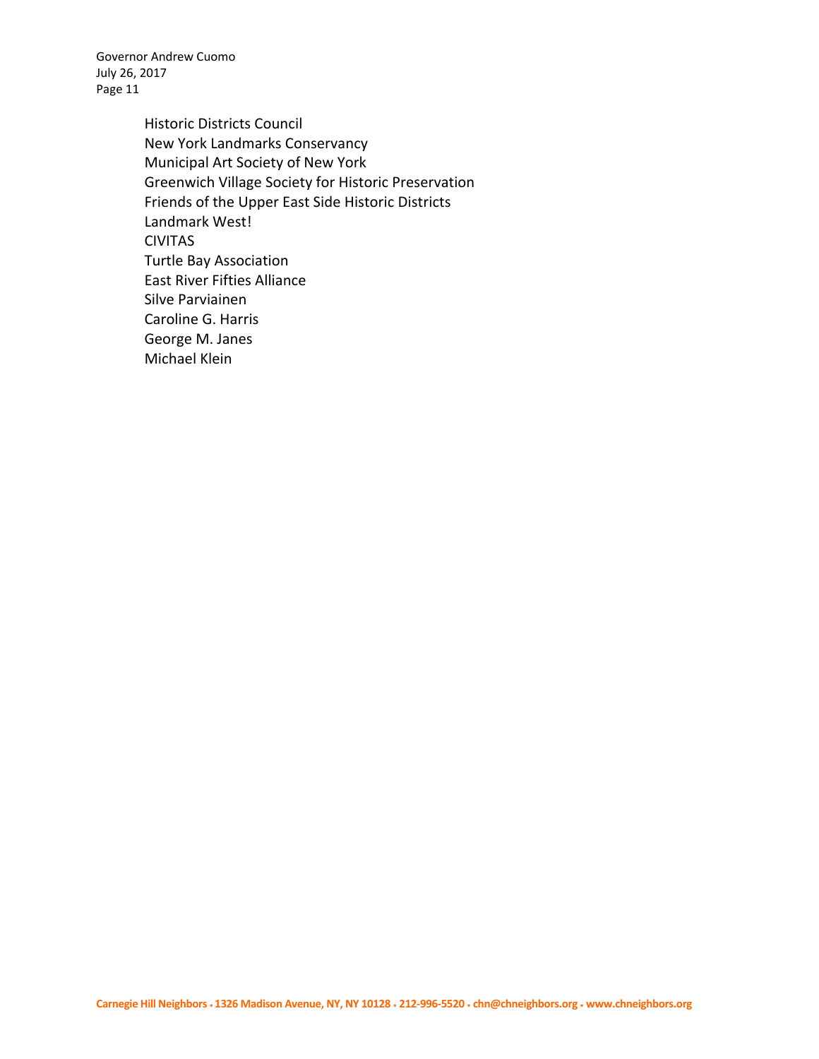Historic Districts Council
New York Landmarks Conservancy
Municipal Art Society of New York
Greenwich Village Society for Historic Preservation
Friends of the Upper East Side Historic Districts
Landmark West!
CIVITAS
Turtle Bay Association
East River Fifties Alliance
Silve Parviainen
Caroline G. Harris
George M. Janes
Michael Klein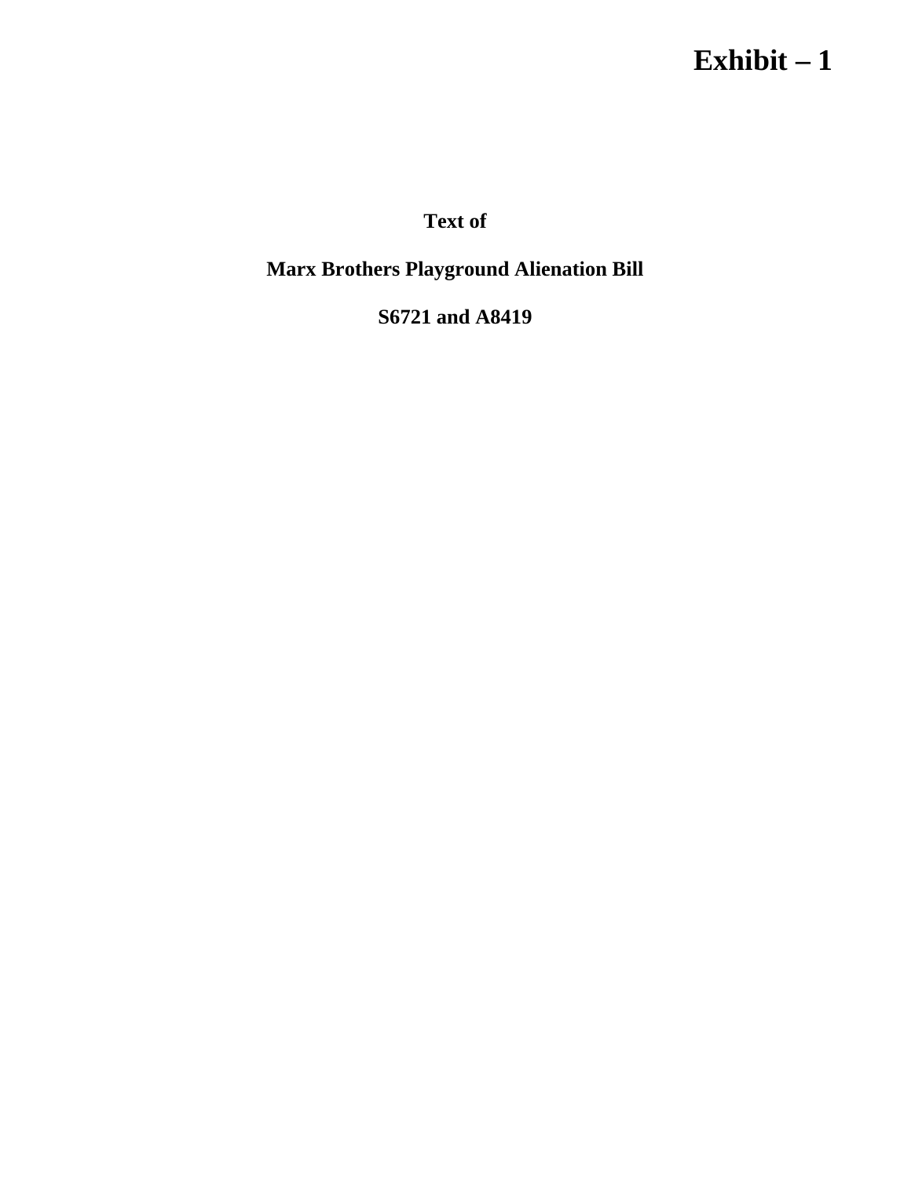**Exhibit – 1**

**Text of**

**Marx Brothers Playground Alienation Bill**

**S6721 and A8419**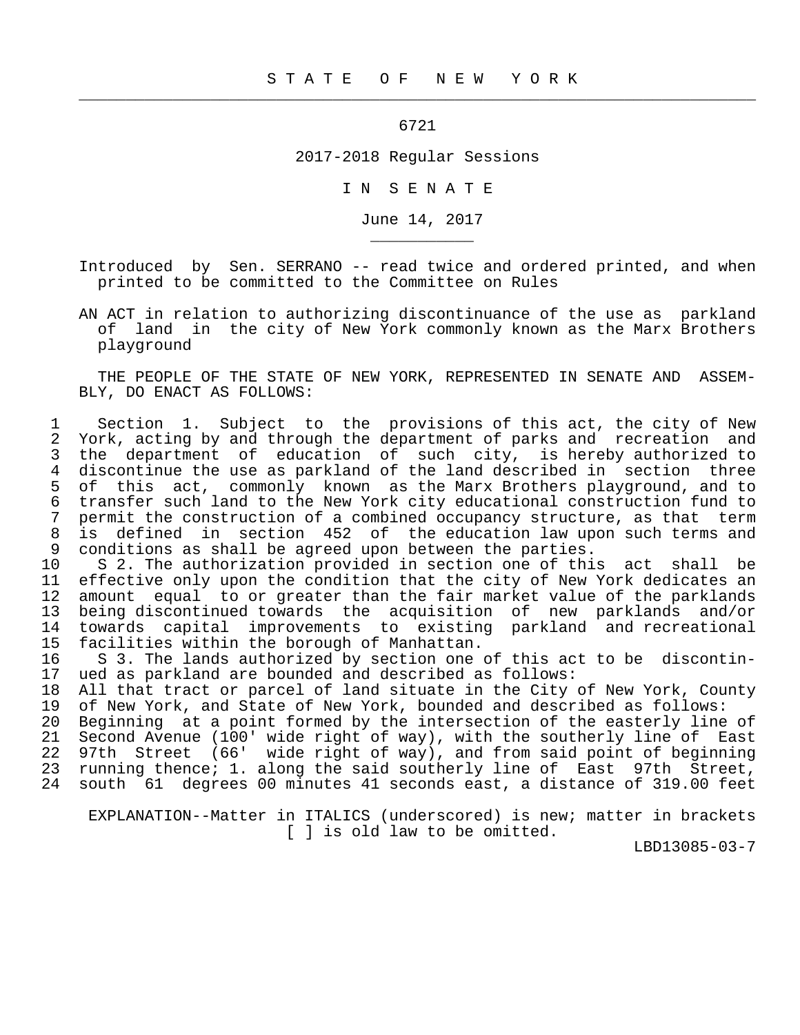# S T A T E O F N E W Y O R K

6721

2017-2018 Regular Sessions

I N S E N A T E

June 14, 2017

Introduced by Sen. SERRANO -- read twice and ordered printed, and when printed to be committed to the Committee on Rules

AN ACT in relation to authorizing discontinuance of the use as parkland of land in the city of New York commonly known as the Marx Brothers playground

THE PEOPLE OF THE STATE OF NEW YORK, REPRESENTED IN SENATE AND ASSEMBLY, DO ENACT AS FOLLOWS:

Section 1. Subject to the provisions of this act, the city of New York, acting by and through the department of parks and recreation and the department of education of such city, is hereby authorized to discontinue the use as parkland of the land described in section three of this act, commonly known as the Marx Brothers playground, and to transfer such land to the New York city educational construction fund to permit the construction of a combined occupancy structure, as that term is defined in section 452 of the education law upon such terms and conditions as shall be agreed upon between the parties.

S 2. The authorization provided in section one of this act shall be effective only upon the condition that the city of New York dedicates an amount equal to or greater than the fair market value of the parklands being discontinued towards the acquisition of new parklands and/or towards capital improvements to existing parkland and recreational facilities within the borough of Manhattan.

S 3. The lands authorized by section one of this act to be discontinued as parkland are bounded and described as follows:

All that tract or parcel of land situate in the City of New York, County of New York, and State of New York, bounded and described as follows:

Beginning at a point formed by the intersection of the easterly line of Second Avenue (100' wide right of way), with the southerly line of East 97th Street (66' wide right of way), and from said point of beginning running thence; 1. along the said southerly line of East 97th Street, south 61 degrees 00 minutes 41 seconds east, a distance of 319.00 feet

EXPLANATION--Matter in ITALICS (underscored) is new; matter in brackets [ ] is old law to be omitted.

LBD13085-03-7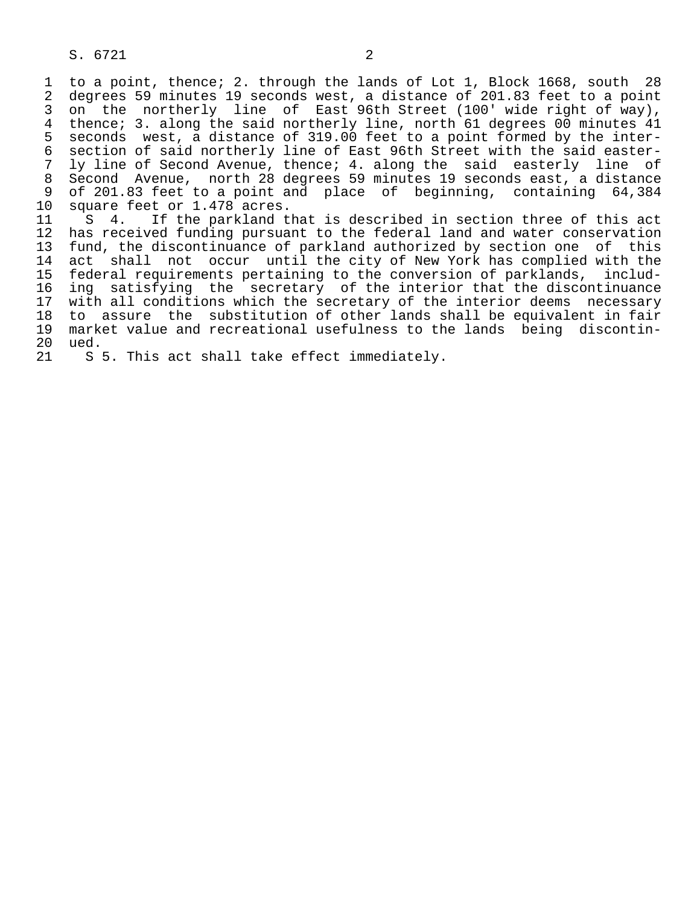to a point, thence; 2. through the lands of Lot 1, Block 1668, south 28 degrees 59 minutes 19 seconds west, a distance of 201.83 feet to a point on the northerly line of East 96th Street (100' wide right of way), thence; 3. along the said northerly line, north 61 degrees 00 minutes 41 seconds west, a distance of 319.00 feet to a point formed by the intersection of said northerly line of East 96th Street with the said easterly line of Second Avenue, thence; 4. along the said easterly line of Second Avenue, north 28 degrees 59 minutes 19 seconds east, a distance of 201.83 feet to a point and place of beginning, containing 64,384 square feet or 1.478 acres.

S 4. If the parkland that is described in section three of this act has received funding pursuant to the federal land and water conservation fund, the discontinuance of parkland authorized by section one of this act shall not occur until the city of New York has complied with the federal requirements pertaining to the conversion of parklands, including satisfying the secretary of the interior that the discontinuance with all conditions which the secretary of the interior deems necessary to assure the substitution of other lands shall be equivalent in fair market value and recreational usefulness to the lands being discontinued.

S 5. This act shall take effect immediately.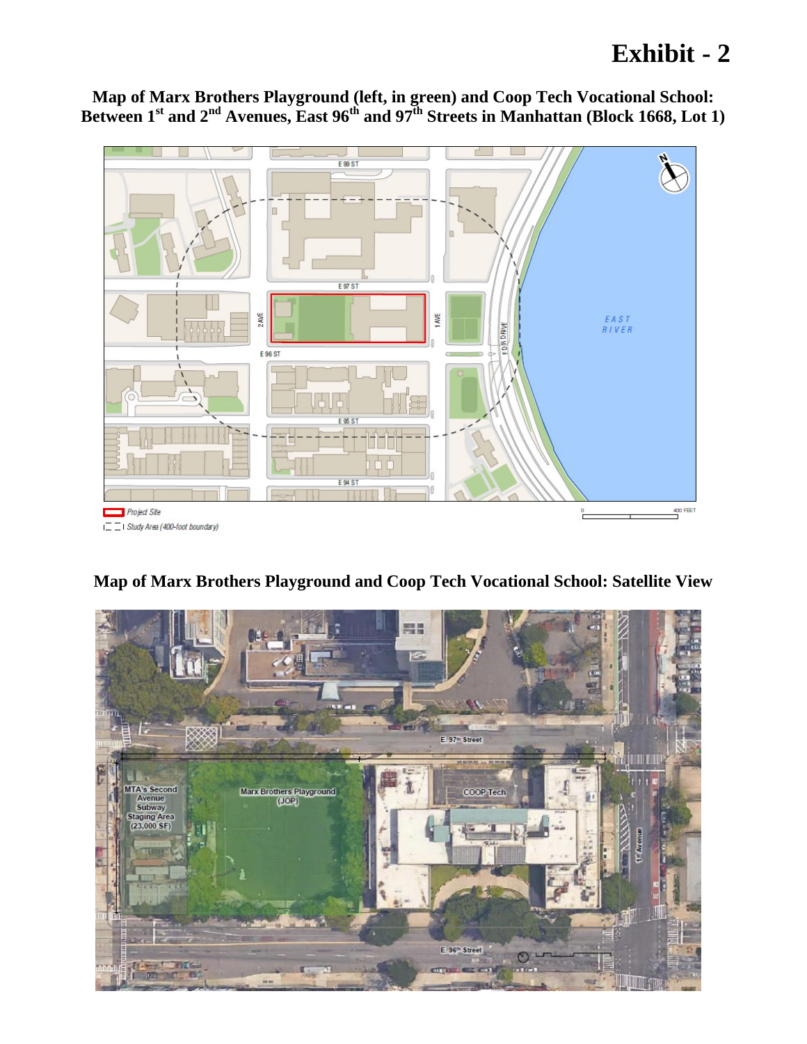# Exhibit - 2

**Map of Marx Brothers Playground (left, in green) and Coop Tech Vocational School: Between 1st and 2nd Avenues, East 96th and 97th Streets in Manhattan (Block 1668, Lot 1)**

**Map of Marx Brothers Playground and Coop Tech Vocational School: Satellite View**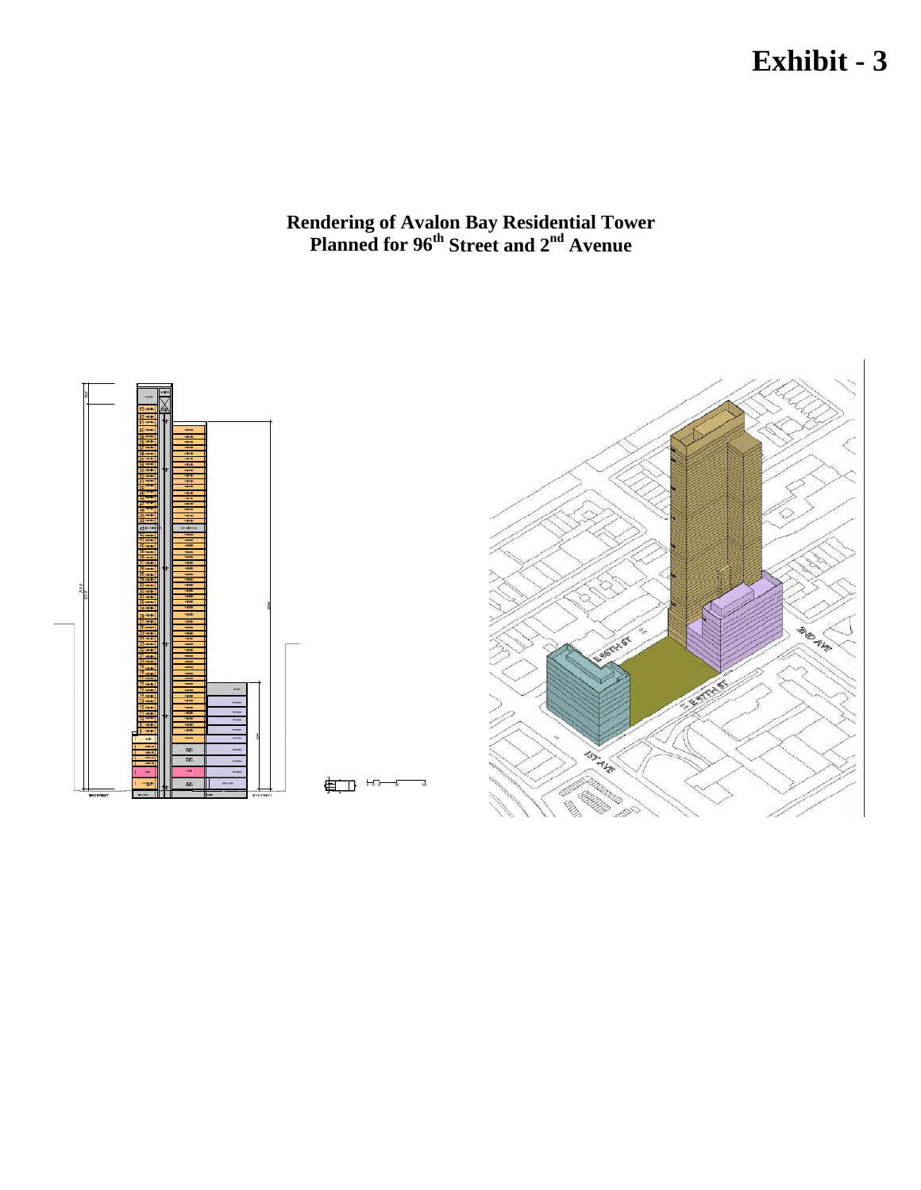# Exhibit - 3

**Rendering of Avalon Bay Residential Tower Planned for 96th Street and 2nd Avenue**